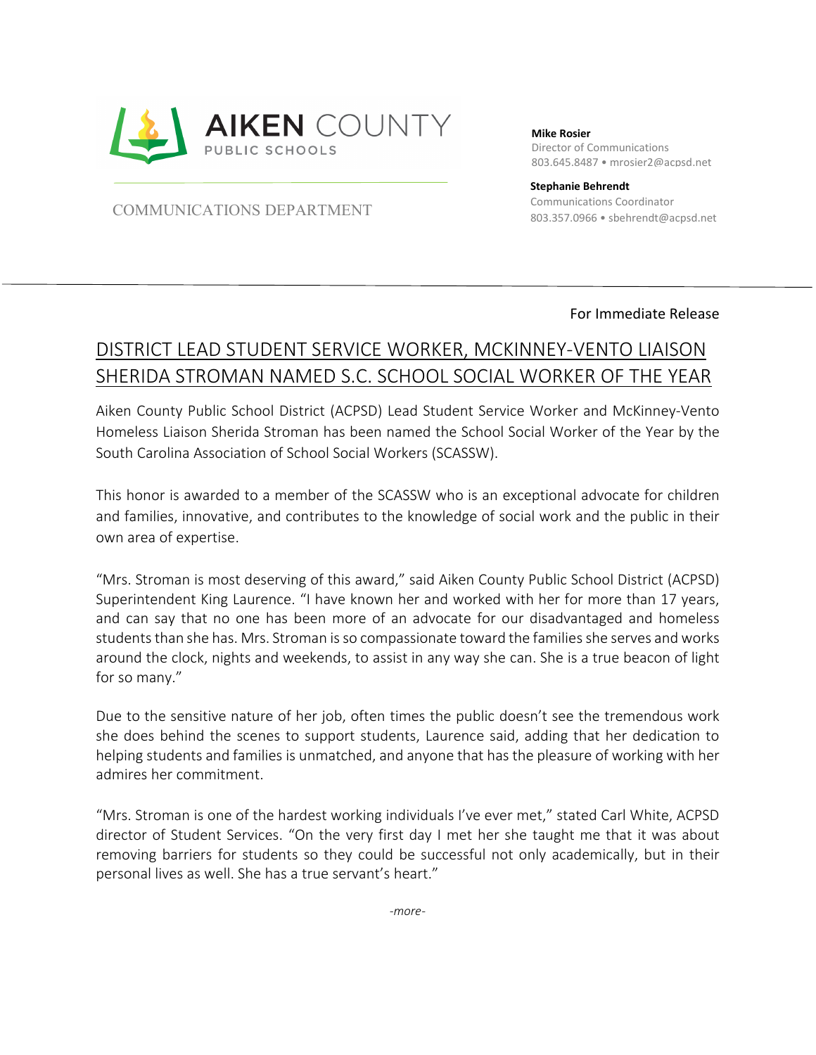AIKEN COUNTY
PUBLIC SCHOOLS

COMMUNICATIONS DEPARTMENT

**Mike Rosier**
Director of Communications
803.645.8487 • mrosier2@acpsd.net

**Stephanie Behrendt**
Communications Coordinator
803.357.0966 • sbehrendt@acpsd.net

For Immediate Release

# DISTRICT LEAD STUDENT SERVICE WORKER, MCKINNEY-VENTO LIAISON SHERIDA STROMAN NAMED S.C. SCHOOL SOCIAL WORKER OF THE YEAR

Aiken County Public School District (ACPSD) Lead Student Service Worker and McKinney-Vento Homeless Liaison Sherida Stroman has been named the School Social Worker of the Year by the South Carolina Association of School Social Workers (SCASSW).

This honor is awarded to a member of the SCASSW who is an exceptional advocate for children and families, innovative, and contributes to the knowledge of social work and the public in their own area of expertise.

"Mrs. Stroman is most deserving of this award," said Aiken County Public School District (ACPSD) Superintendent King Laurence. "I have known her and worked with her for more than 17 years, and can say that no one has been more of an advocate for our disadvantaged and homeless students than she has. Mrs. Stroman is so compassionate toward the families she serves and works around the clock, nights and weekends, to assist in any way she can. She is a true beacon of light for so many."

Due to the sensitive nature of her job, often times the public doesn't see the tremendous work she does behind the scenes to support students, Laurence said, adding that her dedication to helping students and families is unmatched, and anyone that has the pleasure of working with her admires her commitment.

"Mrs. Stroman is one of the hardest working individuals I've ever met," stated Carl White, ACPSD director of Student Services. "On the very first day I met her she taught me that it was about removing barriers for students so they could be successful not only academically, but in their personal lives as well. She has a true servant's heart."

*-more-*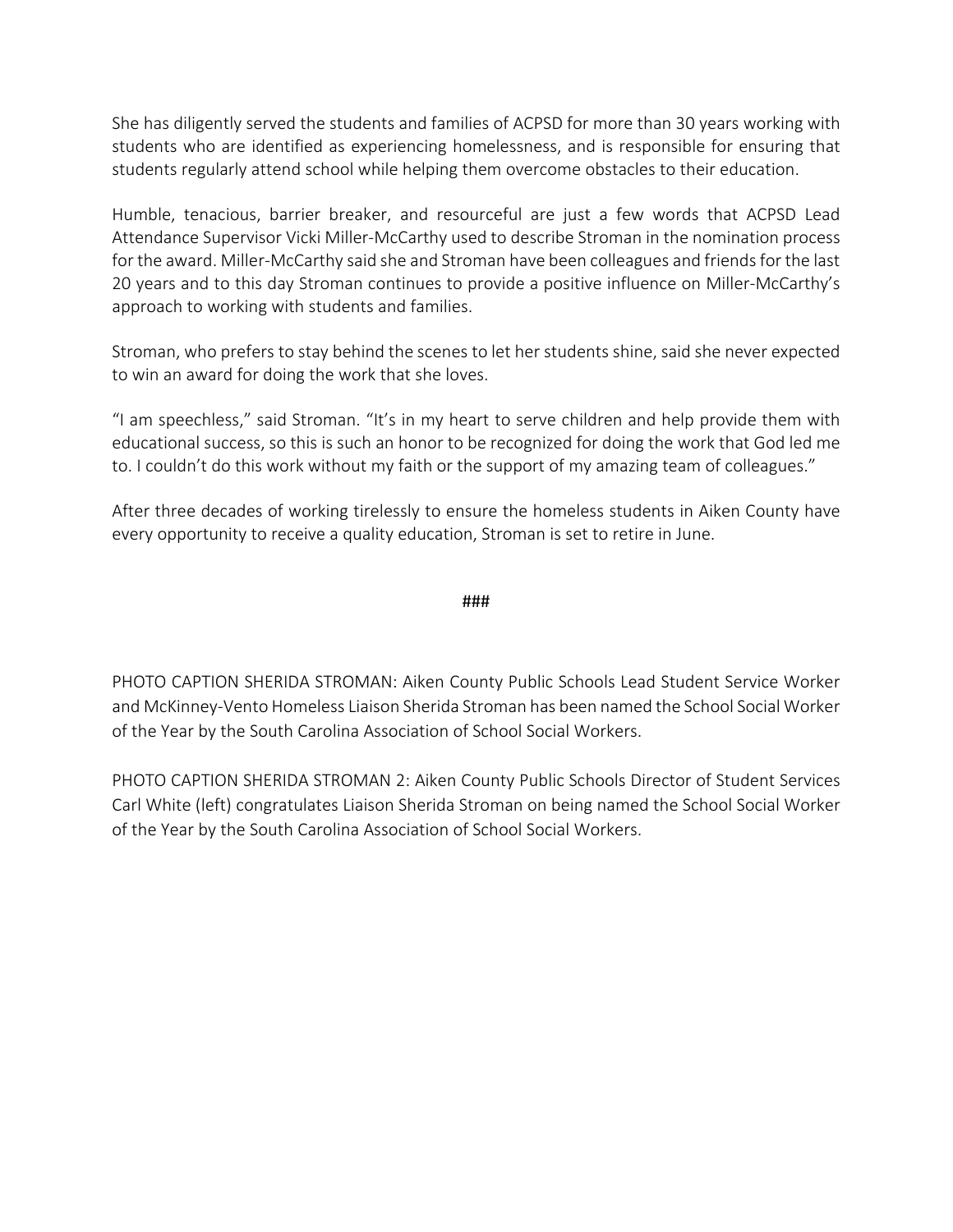She has diligently served the students and families of ACPSD for more than 30 years working with students who are identified as experiencing homelessness, and is responsible for ensuring that students regularly attend school while helping them overcome obstacles to their education.

Humble, tenacious, barrier breaker, and resourceful are just a few words that ACPSD Lead Attendance Supervisor Vicki Miller-McCarthy used to describe Stroman in the nomination process for the award. Miller-McCarthy said she and Stroman have been colleagues and friends for the last 20 years and to this day Stroman continues to provide a positive influence on Miller-McCarthy's approach to working with students and families.

Stroman, who prefers to stay behind the scenes to let her students shine, said she never expected to win an award for doing the work that she loves.

"I am speechless," said Stroman. "It's in my heart to serve children and help provide them with educational success, so this is such an honor to be recognized for doing the work that God led me to. I couldn't do this work without my faith or the support of my amazing team of colleagues."

After three decades of working tirelessly to ensure the homeless students in Aiken County have every opportunity to receive a quality education, Stroman is set to retire in June.

###

PHOTO CAPTION SHERIDA STROMAN: Aiken County Public Schools Lead Student Service Worker and McKinney-Vento Homeless Liaison Sherida Stroman has been named the School Social Worker of the Year by the South Carolina Association of School Social Workers.

PHOTO CAPTION SHERIDA STROMAN 2: Aiken County Public Schools Director of Student Services Carl White (left) congratulates Liaison Sherida Stroman on being named the School Social Worker of the Year by the South Carolina Association of School Social Workers.